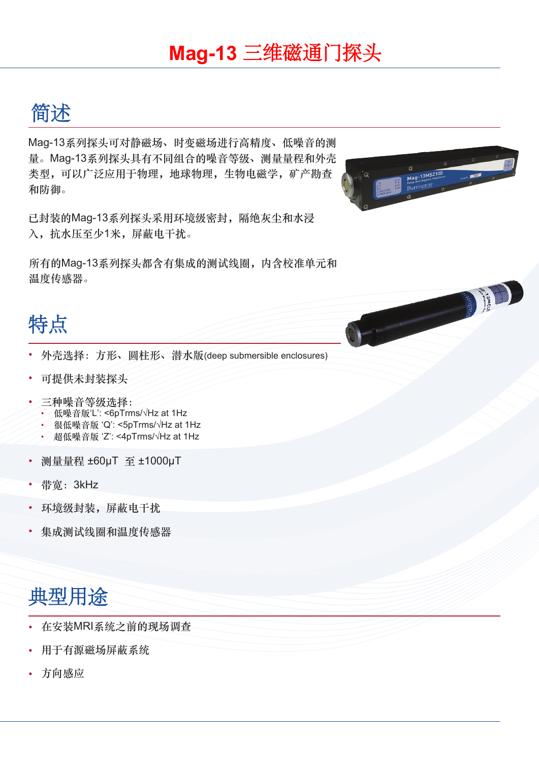# Mag-13 三维磁通门探头

## 简述

Mag-13系列探头可对静磁场、时变磁场进行高精度、低噪音的测量。Mag-13系列探头具有不同组合的噪音等级、测量量程和外壳类型，可以广泛应用于物理，地球物理，生物电磁学，矿产勘查和防御。

已封装的Mag-13系列探头采用环境级密封，隔绝灰尘和水浸入，抗水压至少1米，屏蔽电干扰。

所有的Mag-13系列探头都含有集成的测试线圈，内含校准单元和温度传感器。

## 特点

- 外壳选择：方形、圆柱形、潜水版(deep submersible enclosures)
- 可提供未封装探头
- 三种噪音等级选择：
  - 低噪音版'L': <6pTrms/√Hz at 1Hz
  - 很低噪音版 'Q': <5pTrms/√Hz at 1Hz
  - 超低噪音版 'Z': <4pTrms/√Hz at 1Hz
- 测量量程 ±60μT 至 ±1000μT
- 带宽：3kHz
- 环境级封装，屏蔽电干扰
- 集成测试线圈和温度传感器

## 典型用途

- 在安装MRI系统之前的现场调查
- 用于有源磁场屏蔽系统
- 方向感应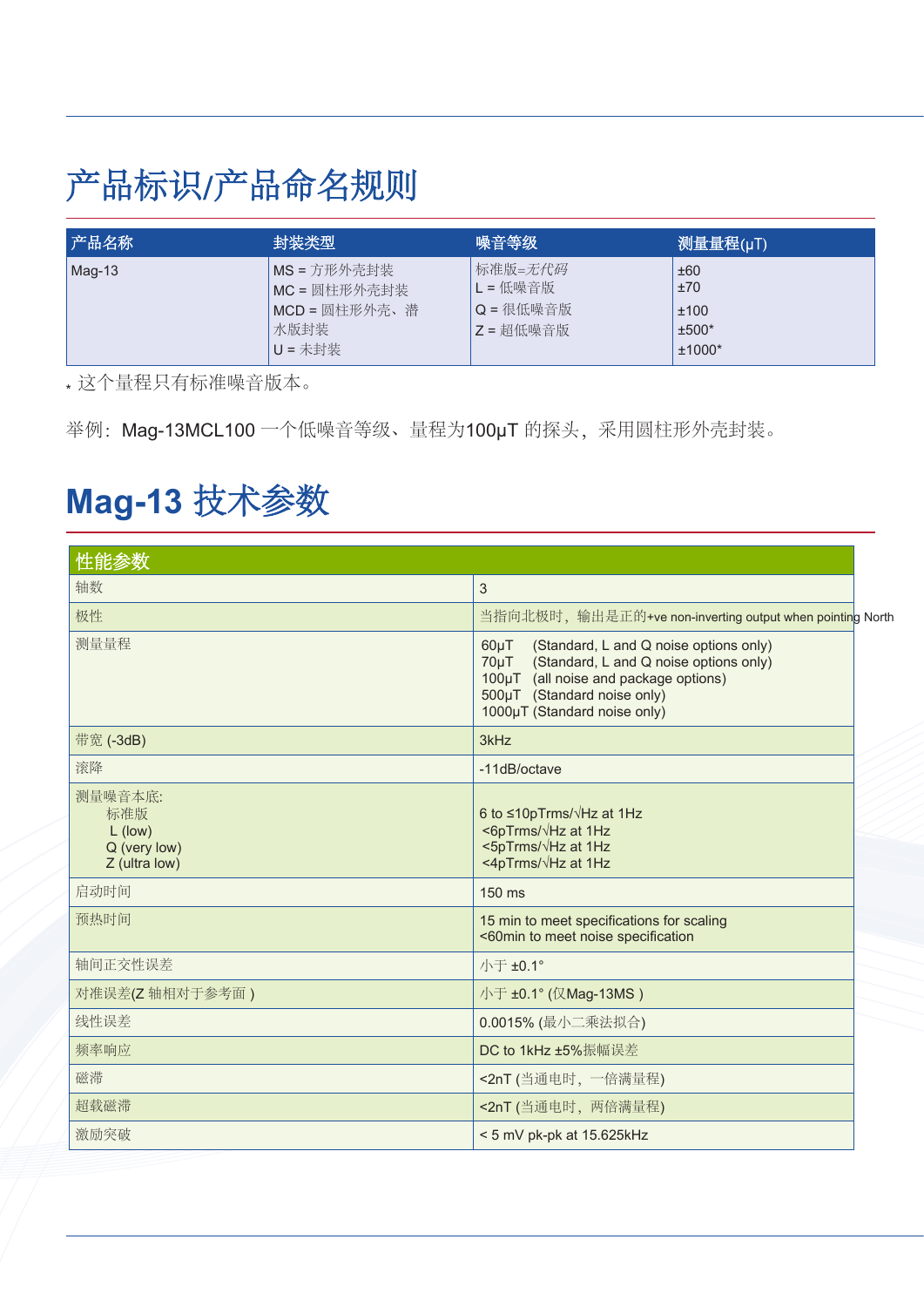# 产品标识/产品命名规则

| 产品名称 | 封装类型 | 噪音等级 | 测量量程(μT) |
|---|---|---|---|
| Mag-13 | MS = 方形外壳封装<br>MC = 圆柱形外壳封装<br>MCD = 圆柱形外壳、潜水版封装<br>U = 未封装 | 标准版=*无代码*<br>L = 低噪音版<br>Q = 很低噪音版<br>Z = 超低噪音版 | ±60<br>±70<br>±100<br>±500*<br>±1000* |

* 这个量程只有标准噪音版本。

举例：Mag-13MCL100 一个低噪音等级、量程为100μT 的探头，采用圆柱形外壳封装。

# Mag-13 技术参数

| 性能参数 | |
|---|---|
| 轴数 | 3 |
| 极性 | 当指向北极时，输出是正的+ve non-inverting output when pointing North |
| 测量量程 | 60μT (Standard, L and Q noise options only)<br>70μT (Standard, L and Q noise options only)<br>100μT (all noise and package options)<br>500μT (Standard noise only)<br>1000μT (Standard noise only) |
| 带宽 (-3dB) | 3kHz |
| 滚降 | -11dB/octave |
| 测量噪音本底:<br>标准版<br>L (low)<br>Q (very low)<br>Z (ultra low) | <br>6 to ≤10pTrms/√Hz at 1Hz<br><6pTrms/√Hz at 1Hz<br><5pTrms/√Hz at 1Hz<br><4pTrms/√Hz at 1Hz |
| 启动时间 | 150 ms |
| 预热时间 | 15 min to meet specifications for scaling<br><60min to meet noise specification |
| 轴间正交性误差 | 小于 ±0.1° |
| 对准误差(Z 轴相对于参考面 ) | 小于 ±0.1° (仅Mag-13MS ) |
| 线性误差 | 0.0015% (最小二乘法拟合) |
| 频率响应 | DC to 1kHz ±5%振幅误差 |
| 磁滞 | <2nT (当通电时，一倍满量程) |
| 超载磁滞 | <2nT (当通电时，两倍满量程) |
| 激励突破 | < 5 mV pk-pk at 15.625kHz |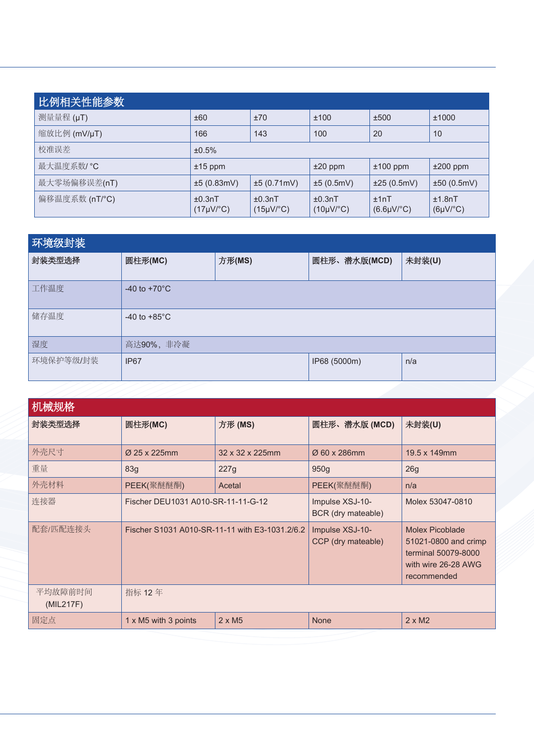## 比例相关性能参数

| 比例相关性能参数 | | | | | |
|---|---|---|---|---|---|
| 测量量程 (μT) | ±60 | ±70 | ±100 | ±500 | ±1000 |
| 缩放比例 (mV/μT) | 166 | 143 | 100 | 20 | 10 |
| 校准误差 | ±0.5% | | | | |
| 最大温度系数/ °C | ±15 ppm | | ±20 ppm | ±100 ppm | ±200 ppm |
| 最大零场偏移误差(nT) | ±5 (0.83mV) | ±5 (0.71mV) | ±5 (0.5mV) | ±25 (0.5mV) | ±50 (0.5mV) |
| 偏移温度系数 (nT/°C) | ±0.3nT (17μV/°C) | ±0.3nT (15μV/°C) | ±0.3nT (10μV/°C) | ±1nT (6.6μV/°C) | ±1.8nT (6μV/°C) |

## 环境级封装

| 封装类型选择 | 圆柱形(MC) | 方形(MS) | 圆柱形、潜水版(MCD) | 未封装(U) |
|---|---|---|---|---|
| 工作温度 | -40 to +70°C | | | |
| 储存温度 | -40 to +85°C | | | |
| 湿度 | 高达90%，非冷凝 | | | |
| 环境保护等级/封装 | IP67 | | IP68 (5000m) | n/a |

## 机械规格

| 封装类型选择 | 圆柱形(MC) | 方形 (MS) | 圆柱形、潜水版 (MCD) | 未封装(U) |
|---|---|---|---|---|
| 外壳尺寸 | Ø 25 x 225mm | 32 x 32 x 225mm | Ø 60 x 286mm | 19.5 x 149mm |
| 重量 | 83g | 227g | 950g | 26g |
| 外壳材料 | PEEK(聚醚醚酮) | Acetal | PEEK(聚醚醚酮) | n/a |
| 连接器 | Fischer DEU1031 A010-SR-11-11-G-12 | | Impulse XSJ-10-BCR (dry mateable) | Molex 53047-0810 |
| 配套/匹配连接头 | Fischer S1031 A010-SR-11-11 with E3-1031.2/6.2 | | Impulse XSJ-10-CCP (dry mateable) | Molex Picoblade 51021-0800 and crimp terminal 50079-8000 with wire 26-28 AWG recommended |
| 平均故障前时间 (MIL217F) | 指标 12 年 | | | |
| 固定点 | 1 x M5 with 3 points | 2 x M5 | None | 2 x M2 |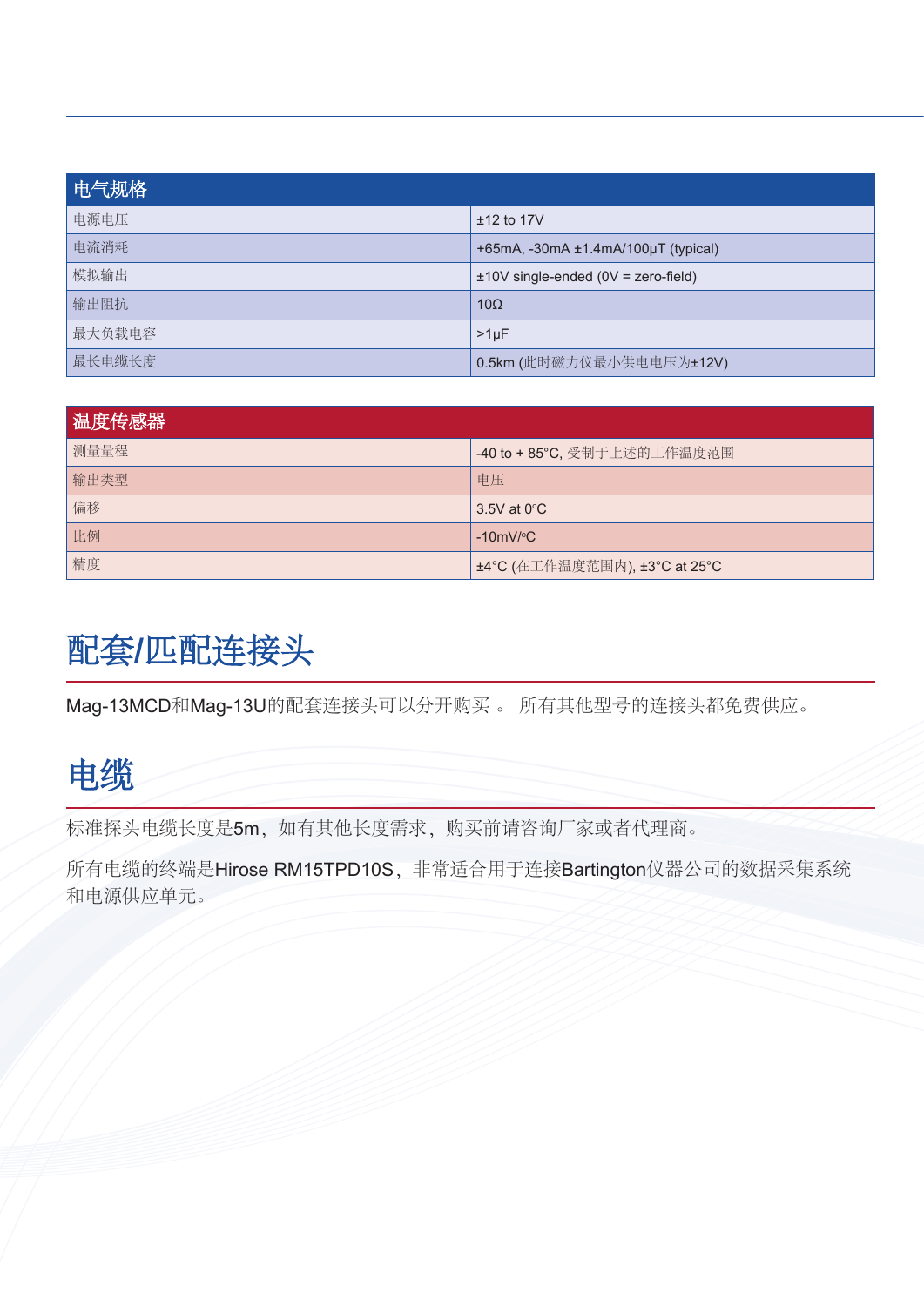| 电气规格 | |
|---|---|
| 电源电压 | ±12 to 17V |
| 电流消耗 | +65mA, -30mA ±1.4mA/100μT (typical) |
| 模拟输出 | ±10V single-ended (0V = zero-field) |
| 输出阻抗 | 10Ω |
| 最大负载电容 | >1μF |
| 最长电缆长度 | 0.5km (此时磁力仪最小供电电压为±12V) |

| 温度传感器 | |
|---|---|
| 测量量程 | -40 to + 85°C, 受制于上述的工作温度范围 |
| 输出类型 | 电压 |
| 偏移 | 3.5V at 0°C |
| 比例 | -10mV/°C |
| 精度 | ±4°C (在工作温度范围内), ±3°C at 25°C |

# 配套/匹配连接头

Mag-13MCD和Mag-13U的配套连接头可以分开购买 。 所有其他型号的连接头都免费供应。

# 电缆

标准探头电缆长度是5m，如有其他长度需求，购买前请咨询厂家或者代理商。

所有电缆的终端是Hirose RM15TPD10S，非常适合用于连接Bartington仪器公司的数据采集系统和电源供应单元。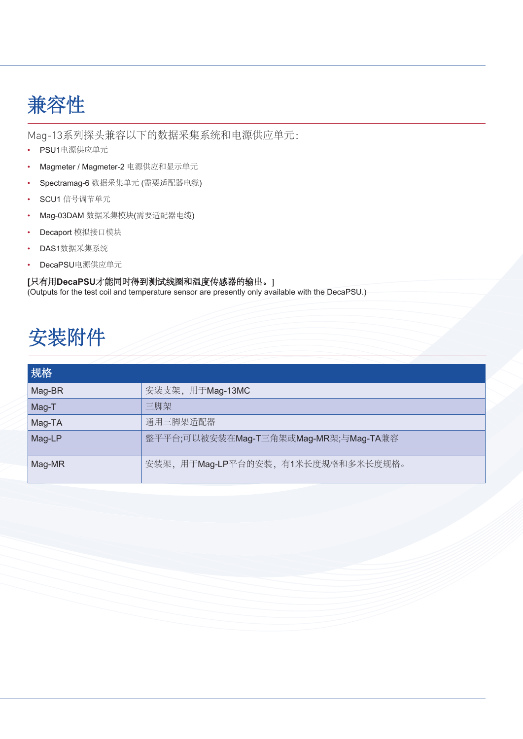# 兼容性

Mag-13系列探头兼容以下的数据采集系统和电源供应单元:

- PSU1电源供应单元
- Magmeter / Magmeter-2 电源供应和显示单元
- Spectramag-6 数据采集单元 (需要适配器电缆)
- SCU1 信号调节单元
- Mag-03DAM 数据采集模块(需要适配器电缆)
- Decaport 模拟接口模块
- DAS1数据采集系统
- DecaPSU电源供应单元

**[只有用DecaPSU才能同时得到测试线圈和温度传感器的输出。]**
(Outputs for the test coil and temperature sensor are presently only available with the DecaPSU.)

# 安装附件

| 规格 | |
|---|---|
| Mag-BR | 安装支架，用于Mag-13MC |
| Mag-T | 三脚架 |
| Mag-TA | 通用三脚架适配器 |
| Mag-LP | 整平平台;可以被安装在Mag-T三角架或Mag-MR架;与Mag-TA兼容 |
| Mag-MR | 安装架，用于Mag-LP平台的安装，有1米长度规格和多米长度规格。 |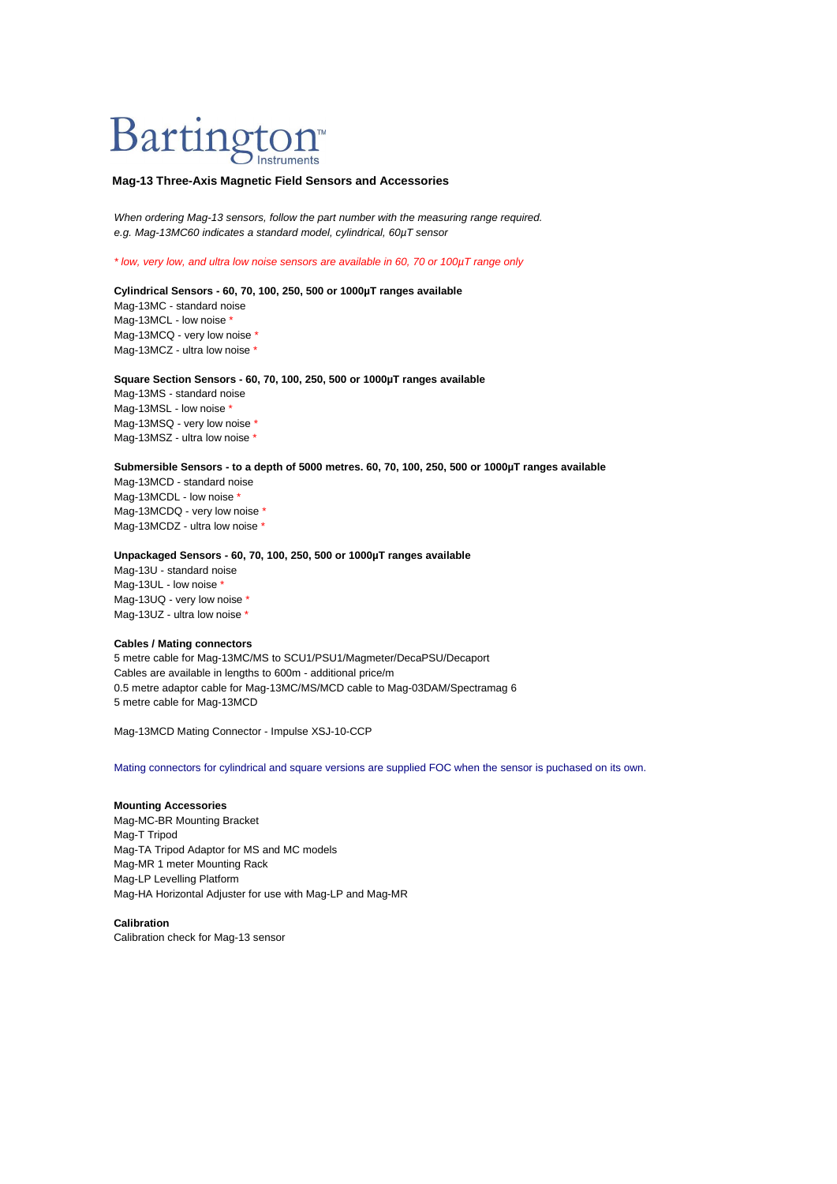Bartington™ Instruments

## Mag-13 Three-Axis Magnetic Field Sensors and Accessories

*When ordering Mag-13 sensors, follow the part number with the measuring range required.*
*e.g. Mag-13MC60 indicates a standard model, cylindrical, 60µT sensor*

** low, very low, and ultra low noise sensors are available in 60, 70 or 100µT range only*

**Cylindrical Sensors - 60, 70, 100, 250, 500 or 1000µT ranges available**

Mag-13MC - standard noise
Mag-13MCL - low noise *
Mag-13MCQ - very low noise *
Mag-13MCZ - ultra low noise *

**Square Section Sensors - 60, 70, 100, 250, 500 or 1000µT ranges available**

Mag-13MS - standard noise
Mag-13MSL - low noise *
Mag-13MSQ - very low noise *
Mag-13MSZ - ultra low noise *

**Submersible Sensors - to a depth of 5000 metres. 60, 70, 100, 250, 500 or 1000µT ranges available**

Mag-13MCD - standard noise
Mag-13MCDL - low noise *
Mag-13MCDQ - very low noise *
Mag-13MCDZ - ultra low noise *

**Unpackaged Sensors - 60, 70, 100, 250, 500 or 1000µT ranges available**

Mag-13U - standard noise
Mag-13UL - low noise *
Mag-13UQ - very low noise *
Mag-13UZ - ultra low noise *

**Cables / Mating connectors**

5 metre cable for Mag-13MC/MS to SCU1/PSU1/Magmeter/DecaPSU/Decaport
Cables are available in lengths to 600m - additional price/m
0.5 metre adaptor cable for Mag-13MC/MS/MCD cable to Mag-03DAM/Spectramag 6
5 metre cable for Mag-13MCD

Mag-13MCD Mating Connector - Impulse XSJ-10-CCP

Mating connectors for cylindrical and square versions are supplied FOC when the sensor is puchased on its own.

**Mounting Accessories**

Mag-MC-BR Mounting Bracket
Mag-T Tripod
Mag-TA Tripod Adaptor for MS and MC models
Mag-MR 1 meter Mounting Rack
Mag-LP Levelling Platform
Mag-HA Horizontal Adjuster for use with Mag-LP and Mag-MR

**Calibration**

Calibration check for Mag-13 sensor